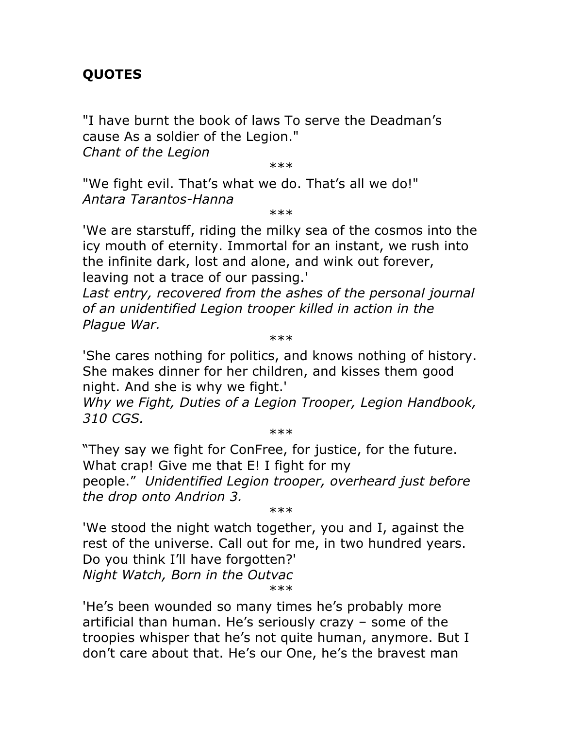## QUOTES

"I have burnt the book of laws To serve the Deadman's cause As a soldier of the Legion."
*Chant of the Legion*

***

"We fight evil. That's what we do. That's all we do!"
*Antara Tarantos-Hanna*

***

'We are starstuff, riding the milky sea of the cosmos into the icy mouth of eternity. Immortal for an instant, we rush into the infinite dark, lost and alone, and wink out forever, leaving not a trace of our passing.'
*Last entry, recovered from the ashes of the personal journal of an unidentified Legion trooper killed in action in the Plague War.*

***

'She cares nothing for politics, and knows nothing of history. She makes dinner for her children, and kisses them good night. And she is why we fight.'
*Why we Fight, Duties of a Legion Trooper, Legion Handbook, 310 CGS.*

***

"They say we fight for ConFree, for justice, for the future. What crap! Give me that E! I fight for my people." *Unidentified Legion trooper, overheard just before the drop onto Andrion 3.*

***

'We stood the night watch together, you and I, against the rest of the universe. Call out for me, in two hundred years. Do you think I'll have forgotten?'
*Night Watch, Born in the Outvac*

***

'He's been wounded so many times he's probably more artificial than human. He's seriously crazy – some of the troopies whisper that he's not quite human, anymore. But I don't care about that. He's our One, he's the bravest man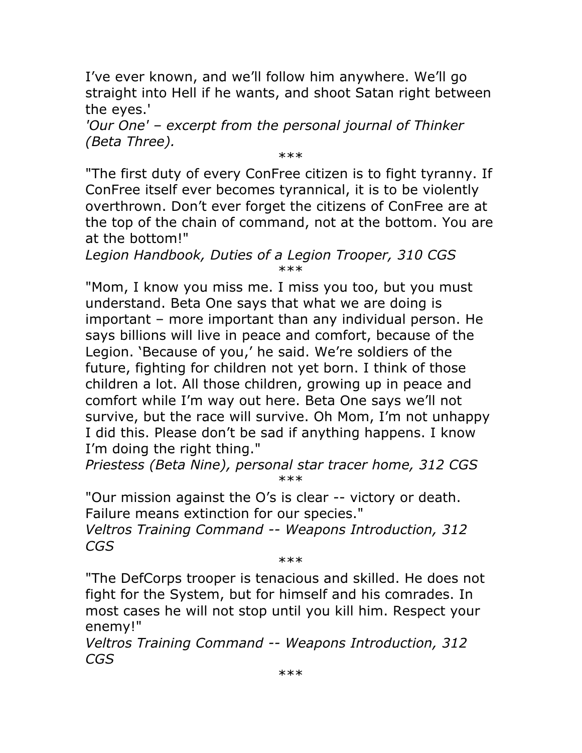I’ve ever known, and we’ll follow him anywhere. We’ll go straight into Hell if he wants, and shoot Satan right between the eyes.'

*'Our One' – excerpt from the personal journal of Thinker (Beta Three).*

***

"The first duty of every ConFree citizen is to fight tyranny. If ConFree itself ever becomes tyrannical, it is to be violently overthrown. Don’t ever forget the citizens of ConFree are at the top of the chain of command, not at the bottom. You are at the bottom!"

*Legion Handbook, Duties of a Legion Trooper, 310 CGS*

***

"Mom, I know you miss me. I miss you too, but you must understand. Beta One says that what we are doing is important – more important than any individual person. He says billions will live in peace and comfort, because of the Legion. ‘Because of you,’ he said. We’re soldiers of the future, fighting for children not yet born. I think of those children a lot. All those children, growing up in peace and comfort while I’m way out here. Beta One says we’ll not survive, but the race will survive. Oh Mom, I’m not unhappy I did this. Please don’t be sad if anything happens. I know I’m doing the right thing."

*Priestess (Beta Nine), personal star tracer home, 312 CGS*

***

"Our mission against the O’s is clear -- victory or death. Failure means extinction for our species."

*Veltros Training Command -- Weapons Introduction, 312 CGS*

***

"The DefCorps trooper is tenacious and skilled. He does not fight for the System, but for himself and his comrades. In most cases he will not stop until you kill him. Respect your enemy!"

*Veltros Training Command -- Weapons Introduction, 312 CGS*

***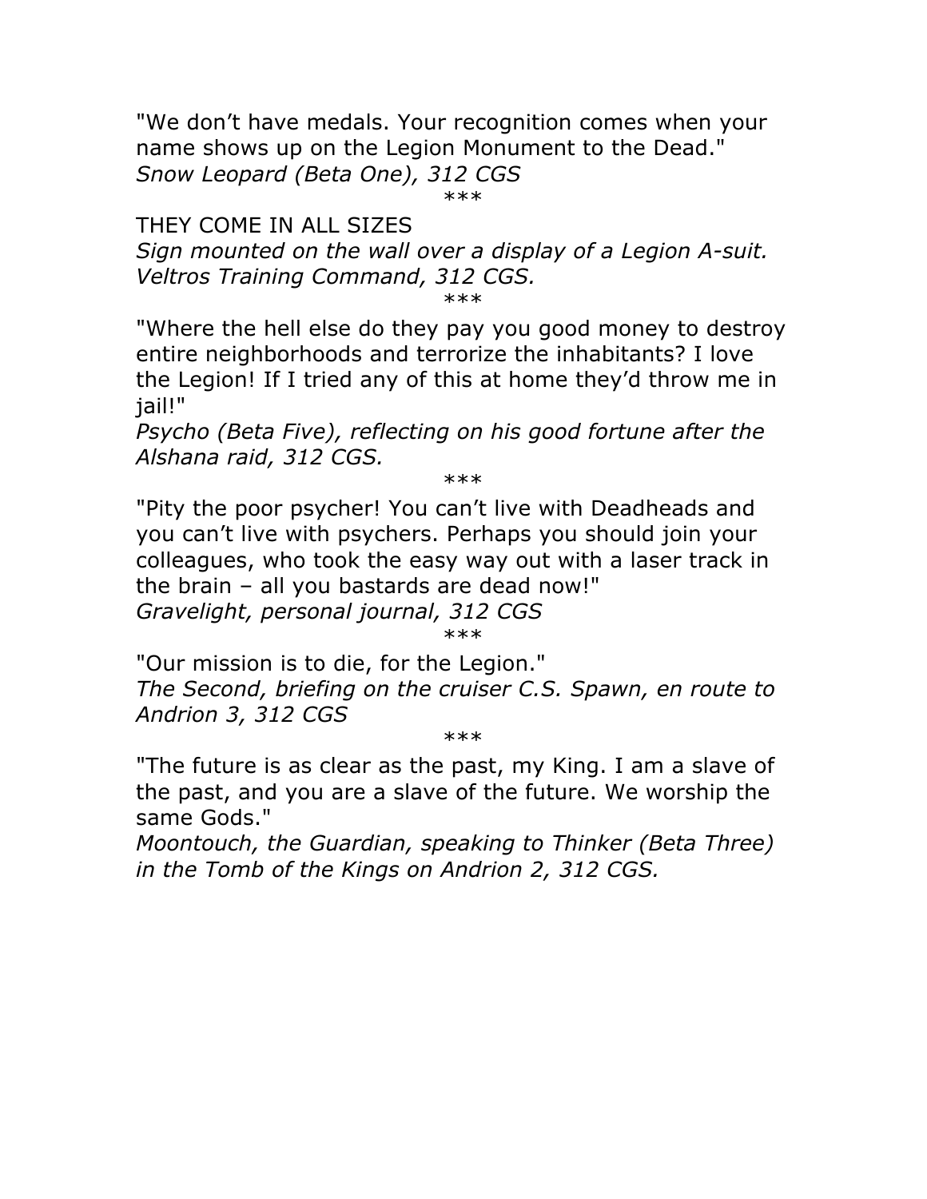"We don't have medals. Your recognition comes when your name shows up on the Legion Monument to the Dead."
*Snow Leopard (Beta One), 312 CGS*

***

THEY COME IN ALL SIZES
*Sign mounted on the wall over a display of a Legion A-suit. Veltros Training Command, 312 CGS.*

***

"Where the hell else do they pay you good money to destroy entire neighborhoods and terrorize the inhabitants? I love the Legion! If I tried any of this at home they'd throw me in jail!"
*Psycho (Beta Five), reflecting on his good fortune after the Alshana raid, 312 CGS.*

***

"Pity the poor psycher! You can't live with Deadheads and you can't live with psychers. Perhaps you should join your colleagues, who took the easy way out with a laser track in the brain – all you bastards are dead now!"
*Gravelight, personal journal, 312 CGS*

***

"Our mission is to die, for the Legion."
*The Second, briefing on the cruiser C.S. Spawn, en route to Andrion 3, 312 CGS*

***

"The future is as clear as the past, my King. I am a slave of the past, and you are a slave of the future. We worship the same Gods."
*Moontouch, the Guardian, speaking to Thinker (Beta Three) in the Tomb of the Kings on Andrion 2, 312 CGS.*